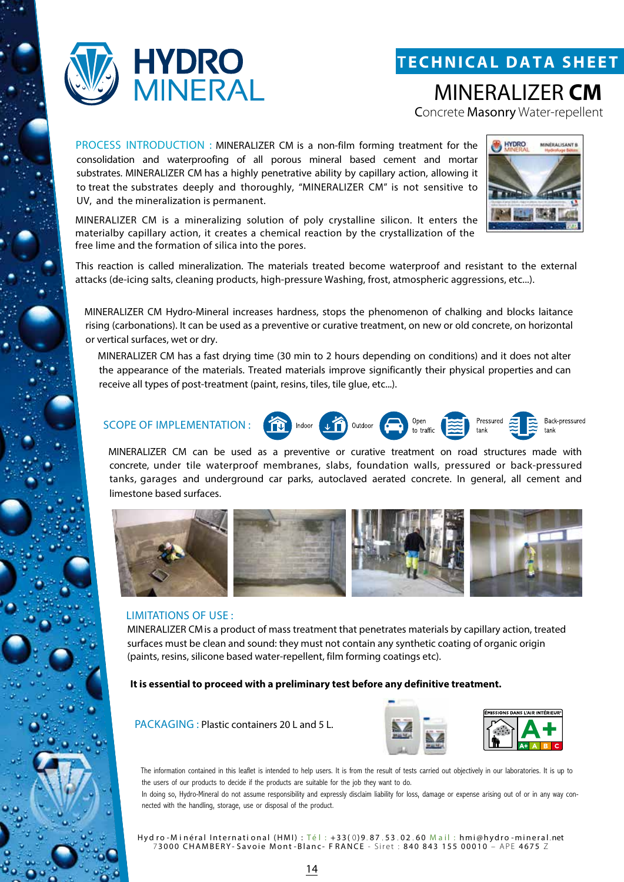HYDRO MINERAL

# TECHNICAL DATA SHEET

## MINERALIZER **CM**

Concrete **Masonry** Water-repellent

PROCESS INTRODUCTION : MINERALIZER CM is a non-film forming treatment for the consolidation and waterproofing of all porous mineral based cement and mortar substrates. MINERALIZER CM has a highly penetrative ability by capillary action, allowing it to treat the substrates deeply and thoroughly, "MINERALIZER CM" is not sensitive to UV, and the mineralization is permanent.

MINERALIZER CM is a mineralizing solution of poly crystalline silicon. It enters the materialby capillary action, it creates a chemical reaction by the crystallization of the free lime and the formation of silica into the pores.

This reaction is called mineralization. The materials treated become waterproof and resistant to the external attacks (de-icing salts, cleaning products, high-pressure Washing, frost, atmospheric aggressions, etc...).

MINERALIZER CM Hydro-Mineral increases hardness, stops the phenomenon of chalking and blocks laitance rising (carbonations). It can be used as a preventive or curative treatment, on new or old concrete, on horizontal or vertical surfaces, wet or dry.

MINERALIZER CM has a fast drying time (30 min to 2 hours depending on conditions) and it does not alter the appearance of the materials. Treated materials improve significantly their physical properties and can receive all types of post-treatment (paint, resins, tiles, tile glue, etc...).

SCOPE OF IMPLEMENTATION : Indoor, Outdoor, Open to traffic, Pressured tank, Back-pressured tank

MINERALIZER CM can be used as a preventive or curative treatment on road structures made with concrete, under tile waterproof membranes, slabs, foundation walls, pressured or back-pressured tanks, garages and underground car parks, autoclaved aerated concrete. In general, all cement and limestone based surfaces.

LIMITATIONS OF USE :
MINERALIZER CM is a product of mass treatment that penetrates materials by capillary action, treated surfaces must be clean and sound: they must not contain any synthetic coating of organic origin (paints, resins, silicone based water-repellent, film forming coatings etc).

**It is essential to proceed with a preliminary test before any definitive treatment.**

PACKAGING : Plastic containers 20 L and 5 L.

The information contained in this leaflet is intended to help users. It is from the result of tests carried out objectively in our laboratories. It is up to the users of our products to decide if the products are suitable for the job they want to do.
In doing so, Hydro-Mineral do not assume responsibility and expressly disclaim liability for loss, damage or expense arising out of or in any way connected with the handling, storage, use or disposal of the product.

Hydro-Minéral International (HMI) : Tél : +33(0)9.87.53.02.60 Mail : hmi@hydro-mineral.net
73000 CHAMBERY-Savoie Mont-Blanc- FRANCE - Siret : 840 843 155 00010 – APE 4675 Z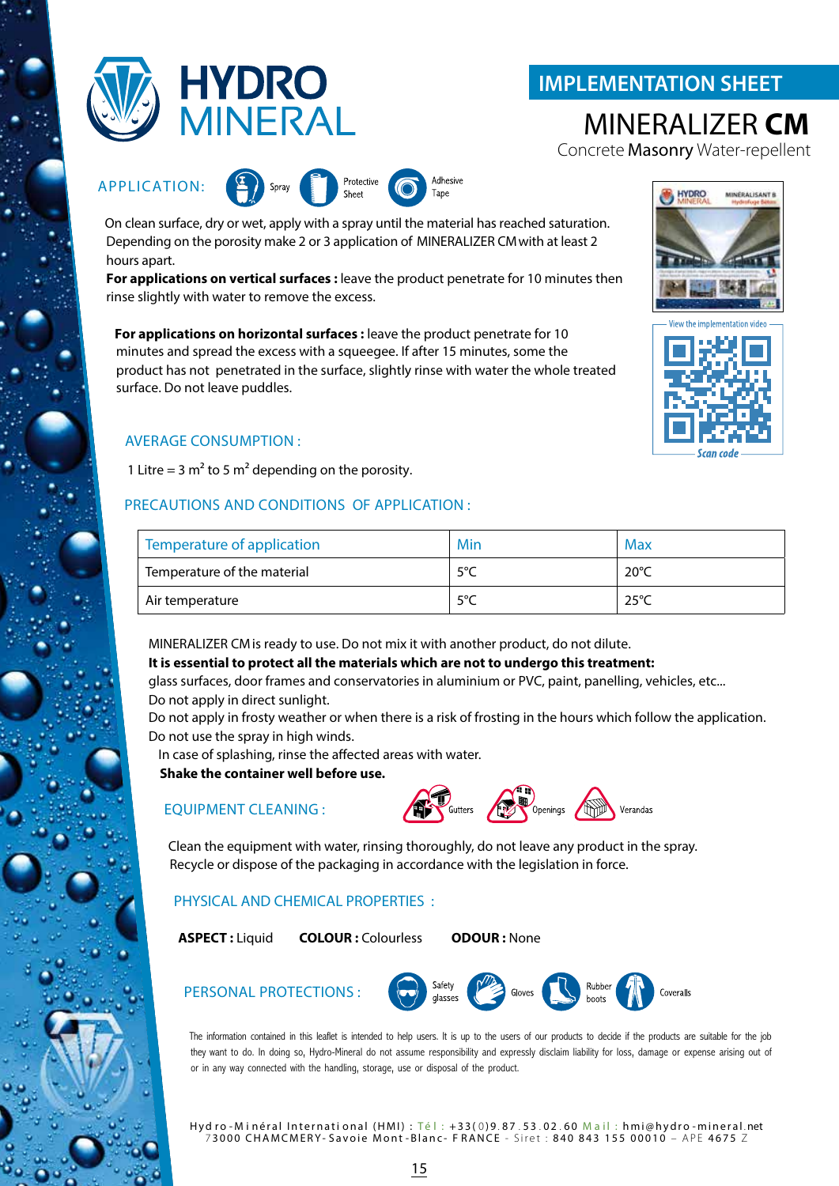# HYDRO MINERAL

## IMPLEMENTATION SHEET

# MINERALIZER **CM**

Concrete **Masonry** Water-repellent

## APPLICATION:

Spray | Protective Sheet | Adhesive Tape

On clean surface, dry or wet, apply with a spray until the material has reached saturation. Depending on the porosity make 2 or 3 application of MINERALIZER CM with at least 2 hours apart.

**For applications on vertical surfaces :** leave the product penetrate for 10 minutes then rinse slightly with water to remove the excess.

**For applications on horizontal surfaces :** leave the product penetrate for 10 minutes and spread the excess with a squeegee. If after 15 minutes, some the product has not penetrated in the surface, slightly rinse with water the whole treated surface. Do not leave puddles.

View the implementation video

Scan code

## AVERAGE CONSUMPTION :

1 Litre = 3 m² to 5 m² depending on the porosity.

## PRECAUTIONS AND CONDITIONS OF APPLICATION :

| Temperature of application | Min | Max |
| --- | --- | --- |
| Temperature of the material | 5°C | 20°C |
| Air temperature | 5°C | 25°C |

MINERALIZER CM is ready to use. Do not mix it with another product, do not dilute.

**It is essential to protect all the materials which are not to undergo this treatment:**

glass surfaces, door frames and conservatories in aluminium or PVC, paint, panelling, vehicles, etc...

Do not apply in direct sunlight.

Do not apply in frosty weather or when there is a risk of frosting in the hours which follow the application.

Do not use the spray in high winds.

In case of splashing, rinse the affected areas with water.

**Shake the container well before use.**

## EQUIPMENT CLEANING :

Gutters | Openings | Verandas

Clean the equipment with water, rinsing thoroughly, do not leave any product in the spray.

Recycle or dispose of the packaging in accordance with the legislation in force.

## PHYSICAL AND CHEMICAL PROPERTIES :

**ASPECT :** Liquid **COLOUR :** Colourless **ODOUR :** None

## PERSONAL PROTECTIONS :

Safety glasses | Gloves | Rubber boots | Coveralls

The information contained in this leaflet is intended to help users. It is up to the users of our products to decide if the products are suitable for the job they want to do. In doing so, Hydro-Mineral do not assume responsibility and expressly disclaim liability for loss, damage or expense arising out of or in any way connected with the handling, storage, use or disposal of the product.

Hydro-Minéral International (HMI) : Tél : +33(0)9.87.53.02.60 Mail : hmi@hydro-mineral.net
73000 CHAMCMERY-Savoie Mont-Blanc- FRANCE - Siret : 840 843 155 00010 – APE 4675 Z